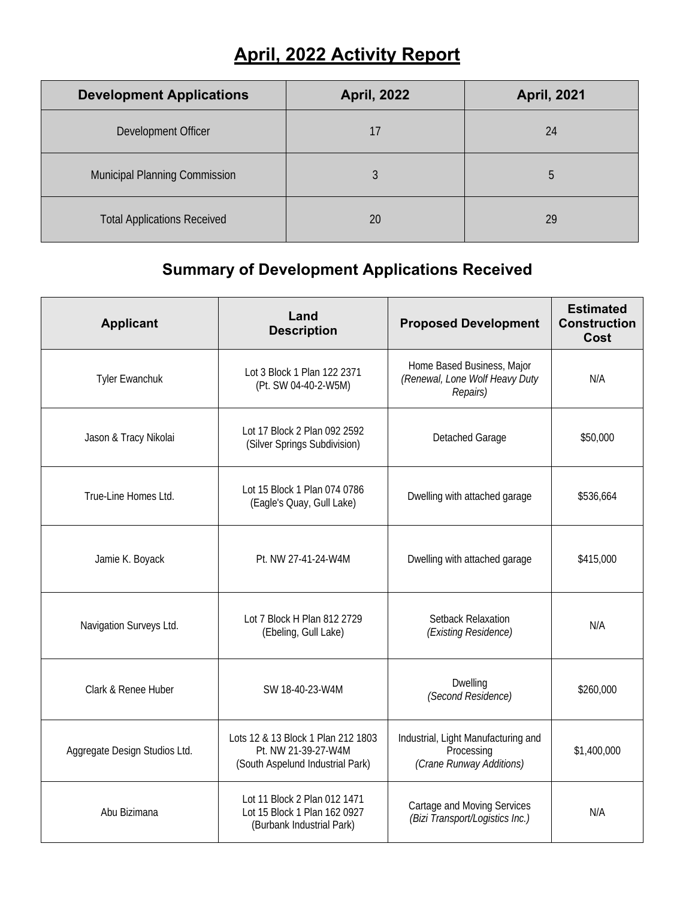# April, 2022 Activity Report

| Development Applications | April, 2022 | April, 2021 |
| --- | --- | --- |
| Development Officer | 17 | 24 |
| Municipal Planning Commission | 3 | 5 |
| Total Applications Received | 20 | 29 |

## Summary of Development Applications Received

| Applicant | Land Description | Proposed Development | Estimated Construction Cost |
| --- | --- | --- | --- |
| Tyler Ewanchuk | Lot 3 Block 1 Plan 122 2371 (Pt. SW 04-40-2-W5M) | Home Based Business, Major *(Renewal, Lone Wolf Heavy Duty Repairs)* | N/A |
| Jason & Tracy Nikolai | Lot 17 Block 2 Plan 092 2592 (Silver Springs Subdivision) | Detached Garage | $50,000 |
| True-Line Homes Ltd. | Lot 15 Block 1 Plan 074 0786 (Eagle's Quay, Gull Lake) | Dwelling with attached garage | $536,664 |
| Jamie K. Boyack | Pt. NW 27-41-24-W4M | Dwelling with attached garage | $415,000 |
| Navigation Surveys Ltd. | Lot 7 Block H Plan 812 2729 (Ebeling, Gull Lake) | Setback Relaxation *(Existing Residence)* | N/A |
| Clark & Renee Huber | SW 18-40-23-W4M | Dwelling *(Second Residence)* | $260,000 |
| Aggregate Design Studios Ltd. | Lots 12 & 13 Block 1 Plan 212 1803 Pt. NW 21-39-27-W4M (South Aspelund Industrial Park) | Industrial, Light Manufacturing and Processing *(Crane Runway Additions)* | $1,400,000 |
| Abu Bizimana | Lot 11 Block 2 Plan 012 1471 Lot 15 Block 1 Plan 162 0927 (Burbank Industrial Park) | Cartage and Moving Services *(Bizi Transport/Logistics Inc.)* | N/A |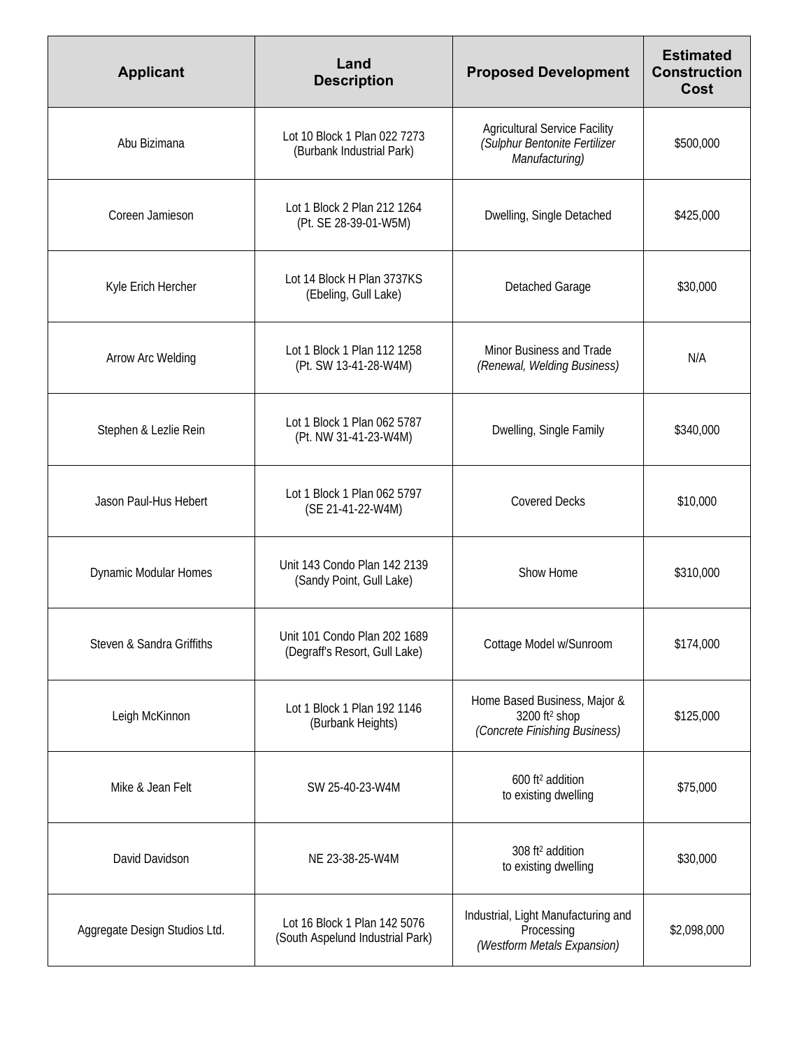| Applicant | Land Description | Proposed Development | Estimated Construction Cost |
|---|---|---|---|
| Abu Bizimana | Lot 10 Block 1 Plan 022 7273 (Burbank Industrial Park) | Agricultural Service Facility *(Sulphur Bentonite Fertilizer Manufacturing)* | $500,000 |
| Coreen Jamieson | Lot 1 Block 2 Plan 212 1264 (Pt. SE 28-39-01-W5M) | Dwelling, Single Detached | $425,000 |
| Kyle Erich Hercher | Lot 14 Block H Plan 3737KS (Ebeling, Gull Lake) | Detached Garage | $30,000 |
| Arrow Arc Welding | Lot 1 Block 1 Plan 112 1258 (Pt. SW 13-41-28-W4M) | Minor Business and Trade *(Renewal, Welding Business)* | N/A |
| Stephen & Lezlie Rein | Lot 1 Block 1 Plan 062 5787 (Pt. NW 31-41-23-W4M) | Dwelling, Single Family | $340,000 |
| Jason Paul-Hus Hebert | Lot 1 Block 1 Plan 062 5797 (SE 21-41-22-W4M) | Covered Decks | $10,000 |
| Dynamic Modular Homes | Unit 143 Condo Plan 142 2139 (Sandy Point, Gull Lake) | Show Home | $310,000 |
| Steven & Sandra Griffiths | Unit 101 Condo Plan 202 1689 (Degraff's Resort, Gull Lake) | Cottage Model w/Sunroom | $174,000 |
| Leigh McKinnon | Lot 1 Block 1 Plan 192 1146 (Burbank Heights) | Home Based Business, Major & 3200 $ft^2$ shop *(Concrete Finishing Business)* | $125,000 |
| Mike & Jean Felt | SW 25-40-23-W4M | 600 $ft^2$ addition to existing dwelling | $75,000 |
| David Davidson | NE 23-38-25-W4M | 308 $ft^2$ addition to existing dwelling | $30,000 |
| Aggregate Design Studios Ltd. | Lot 16 Block 1 Plan 142 5076 (South Aspelund Industrial Park) | Industrial, Light Manufacturing and Processing *(Westform Metals Expansion)* | $2,098,000 |